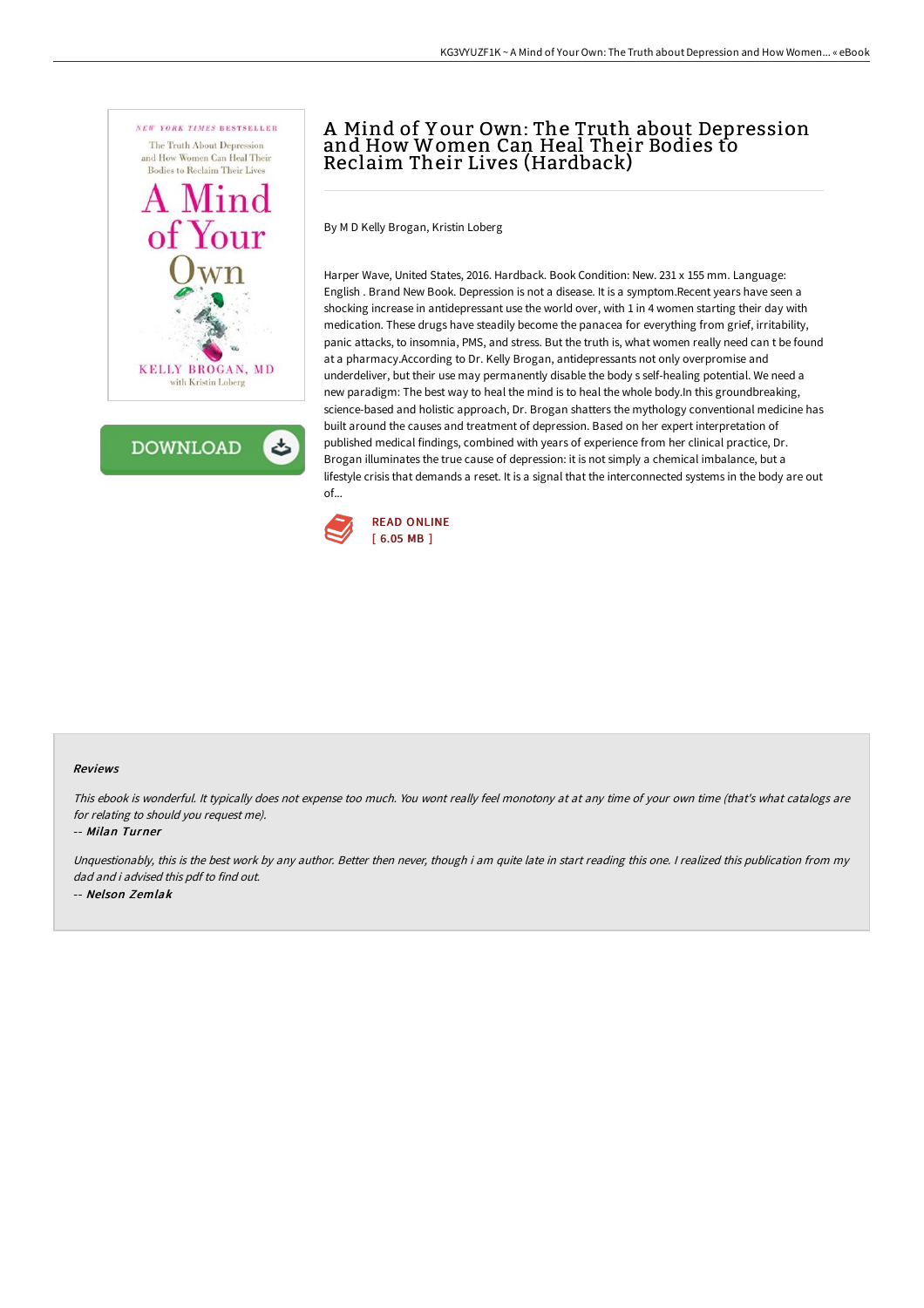# A Mind of Your Own: The Truth about Depression and How Women Can Heal Their Bodies to Reclaim Their Lives (Hardback)

By M D Kelly Brogan, Kristin Loberg

Harper Wave, United States, 2016. Hardback. Book Condition: New. 231 x 155 mm. Language: English . Brand New Book. Depression is not a disease. It is a symptom.Recent years have seen a shocking increase in antidepressant use the world over, with 1 in 4 women starting their day with medication. These drugs have steadily become the panacea for everything from grief, irritability, panic attacks, to insomnia, PMS, and stress. But the truth is, what women really need can t be found at a pharmacy.According to Dr. Kelly Brogan, antidepressants not only overpromise and underdeliver, but their use may permanently disable the body s self-healing potential. We need a new paradigm: The best way to heal the mind is to heal the whole body.In this groundbreaking, science-based and holistic approach, Dr. Brogan shatters the mythology conventional medicine has built around the causes and treatment of depression. Based on her expert interpretation of published medical findings, combined with years of experience from her clinical practice, Dr. Brogan illuminates the true cause of depression: it is not simply a chemical imbalance, but a lifestyle crisis that demands a reset. It is a signal that the interconnected systems in the body are out of...

READ ONLINE
[ 6.05 MB ]

#### Reviews

*This ebook is wonderful. It typically does not expense too much. You wont really feel monotony at at any time of your own time (that's what catalogs are for relating to should you request me).*

-- *Milan Turner*

*Unquestionably, this is the best work by any author. Better then never, though i am quite late in start reading this one. I realized this publication from my dad and i advised this pdf to find out.*

-- *Nelson Zemlak*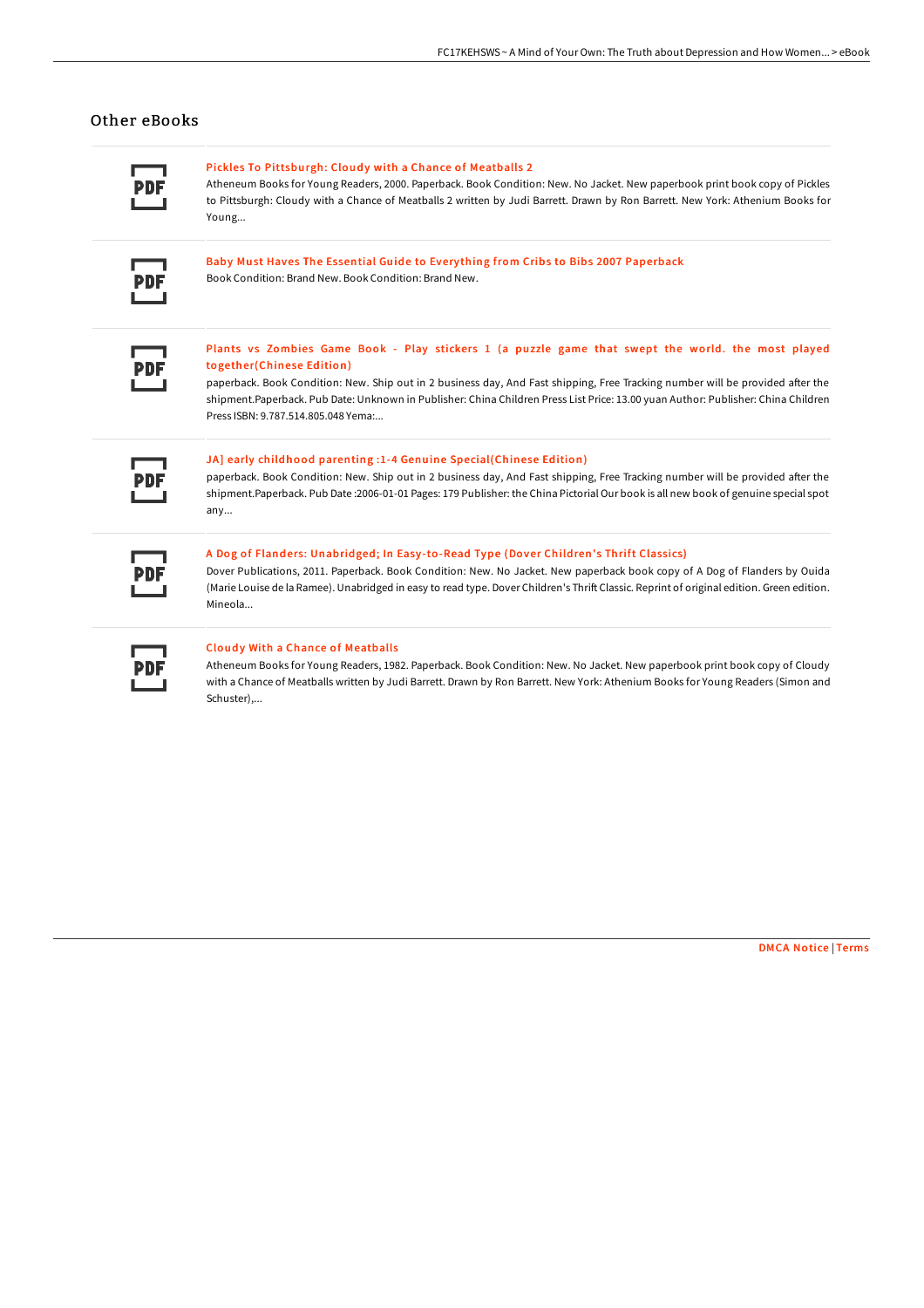## Other eBooks

### Pickles To Pittsburgh: Cloudy with a Chance of Meatballs 2

Atheneum Books for Young Readers, 2000. Paperback. Book Condition: New. No Jacket. New paperbook print book copy of Pickles to Pittsburgh: Cloudy with a Chance of Meatballs 2 written by Judi Barrett. Drawn by Ron Barrett. New York: Athenium Books for Young...

### Baby Must Haves The Essential Guide to Everything from Cribs to Bibs 2007 Paperback

Book Condition: Brand New. Book Condition: Brand New.

### Plants vs Zombies Game Book - Play stickers 1 (a puzzle game that swept the world. the most played together(Chinese Edition)

paperback. Book Condition: New. Ship out in 2 business day, And Fast shipping, Free Tracking number will be provided after the shipment.Paperback. Pub Date: Unknown in Publisher: China Children Press List Price: 13.00 yuan Author: Publisher: China Children Press ISBN: 9.787.514.805.048 Yema:...

### JA] early childhood parenting :1-4 Genuine Special(Chinese Edition)

paperback. Book Condition: New. Ship out in 2 business day, And Fast shipping, Free Tracking number will be provided after the shipment.Paperback. Pub Date :2006-01-01 Pages: 179 Publisher: the China Pictorial Our book is all new book of genuine special spot any...

### A Dog of Flanders: Unabridged; In Easy-to-Read Type (Dover Children's Thrift Classics)

Dover Publications, 2011. Paperback. Book Condition: New. No Jacket. New paperback book copy of A Dog of Flanders by Ouida (Marie Louise de la Ramee). Unabridged in easy to read type. Dover Children's Thrift Classic. Reprint of original edition. Green edition. Mineola...

### Cloudy With a Chance of Meatballs

Atheneum Books for Young Readers, 1982. Paperback. Book Condition: New. No Jacket. New paperbook print book copy of Cloudy with a Chance of Meatballs written by Judi Barrett. Drawn by Ron Barrett. New York: Athenium Books for Young Readers (Simon and Schuster),...

DMCA Notice | Terms